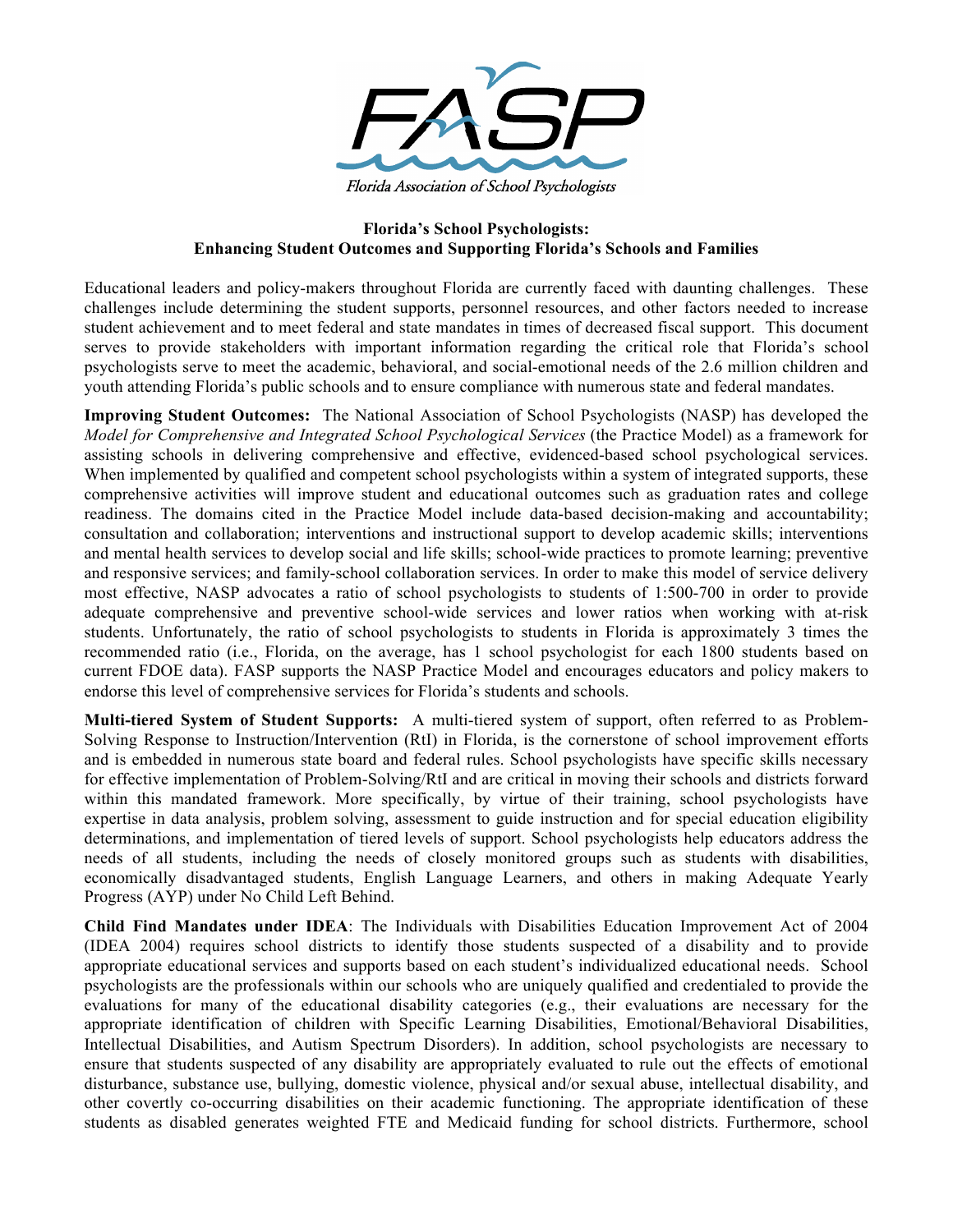FASP

Florida Association of School Psychologists

**Florida's School Psychologists:**
**Enhancing Student Outcomes and Supporting Florida's Schools and Families**

Educational leaders and policy-makers throughout Florida are currently faced with daunting challenges. These challenges include determining the student supports, personnel resources, and other factors needed to increase student achievement and to meet federal and state mandates in times of decreased fiscal support. This document serves to provide stakeholders with important information regarding the critical role that Florida's school psychologists serve to meet the academic, behavioral, and social-emotional needs of the 2.6 million children and youth attending Florida's public schools and to ensure compliance with numerous state and federal mandates.

**Improving Student Outcomes:** The National Association of School Psychologists (NASP) has developed the *Model for Comprehensive and Integrated School Psychological Services* (the Practice Model) as a framework for assisting schools in delivering comprehensive and effective, evidenced-based school psychological services. When implemented by qualified and competent school psychologists within a system of integrated supports, these comprehensive activities will improve student and educational outcomes such as graduation rates and college readiness. The domains cited in the Practice Model include data-based decision-making and accountability; consultation and collaboration; interventions and instructional support to develop academic skills; interventions and mental health services to develop social and life skills; school-wide practices to promote learning; preventive and responsive services; and family-school collaboration services. In order to make this model of service delivery most effective, NASP advocates a ratio of school psychologists to students of 1:500-700 in order to provide adequate comprehensive and preventive school-wide services and lower ratios when working with at-risk students. Unfortunately, the ratio of school psychologists to students in Florida is approximately 3 times the recommended ratio (i.e., Florida, on the average, has 1 school psychologist for each 1800 students based on current FDOE data). FASP supports the NASP Practice Model and encourages educators and policy makers to endorse this level of comprehensive services for Florida's students and schools.

**Multi-tiered System of Student Supports:** A multi-tiered system of support, often referred to as Problem-Solving Response to Instruction/Intervention (RtI) in Florida, is the cornerstone of school improvement efforts and is embedded in numerous state board and federal rules. School psychologists have specific skills necessary for effective implementation of Problem-Solving/RtI and are critical in moving their schools and districts forward within this mandated framework. More specifically, by virtue of their training, school psychologists have expertise in data analysis, problem solving, assessment to guide instruction and for special education eligibility determinations, and implementation of tiered levels of support. School psychologists help educators address the needs of all students, including the needs of closely monitored groups such as students with disabilities, economically disadvantaged students, English Language Learners, and others in making Adequate Yearly Progress (AYP) under No Child Left Behind.

**Child Find Mandates under IDEA**: The Individuals with Disabilities Education Improvement Act of 2004 (IDEA 2004) requires school districts to identify those students suspected of a disability and to provide appropriate educational services and supports based on each student's individualized educational needs. School psychologists are the professionals within our schools who are uniquely qualified and credentialed to provide the evaluations for many of the educational disability categories (e.g., their evaluations are necessary for the appropriate identification of children with Specific Learning Disabilities, Emotional/Behavioral Disabilities, Intellectual Disabilities, and Autism Spectrum Disorders). In addition, school psychologists are necessary to ensure that students suspected of any disability are appropriately evaluated to rule out the effects of emotional disturbance, substance use, bullying, domestic violence, physical and/or sexual abuse, intellectual disability, and other covertly co-occurring disabilities on their academic functioning. The appropriate identification of these students as disabled generates weighted FTE and Medicaid funding for school districts. Furthermore, school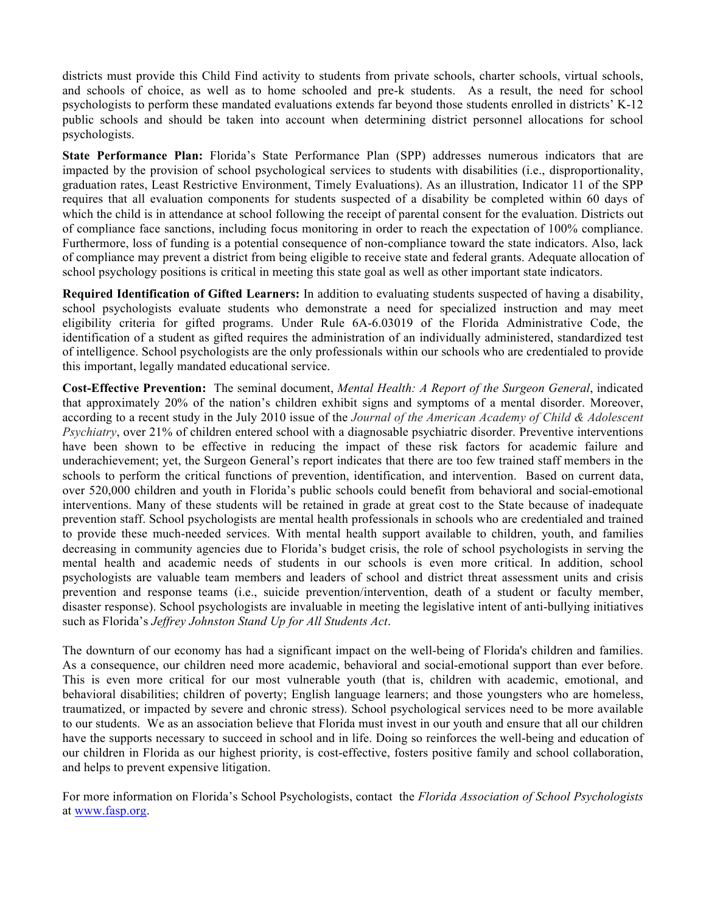districts must provide this Child Find activity to students from private schools, charter schools, virtual schools, and schools of choice, as well as to home schooled and pre-k students. As a result, the need for school psychologists to perform these mandated evaluations extends far beyond those students enrolled in districts' K-12 public schools and should be taken into account when determining district personnel allocations for school psychologists.

**State Performance Plan:** Florida's State Performance Plan (SPP) addresses numerous indicators that are impacted by the provision of school psychological services to students with disabilities (i.e., disproportionality, graduation rates, Least Restrictive Environment, Timely Evaluations). As an illustration, Indicator 11 of the SPP requires that all evaluation components for students suspected of a disability be completed within 60 days of which the child is in attendance at school following the receipt of parental consent for the evaluation. Districts out of compliance face sanctions, including focus monitoring in order to reach the expectation of 100% compliance. Furthermore, loss of funding is a potential consequence of non-compliance toward the state indicators. Also, lack of compliance may prevent a district from being eligible to receive state and federal grants. Adequate allocation of school psychology positions is critical in meeting this state goal as well as other important state indicators.

**Required Identification of Gifted Learners:** In addition to evaluating students suspected of having a disability, school psychologists evaluate students who demonstrate a need for specialized instruction and may meet eligibility criteria for gifted programs. Under Rule 6A-6.03019 of the Florida Administrative Code, the identification of a student as gifted requires the administration of an individually administered, standardized test of intelligence. School psychologists are the only professionals within our schools who are credentialed to provide this important, legally mandated educational service.

**Cost-Effective Prevention:** The seminal document, *Mental Health: A Report of the Surgeon General*, indicated that approximately 20% of the nation's children exhibit signs and symptoms of a mental disorder. Moreover, according to a recent study in the July 2010 issue of the *Journal of the American Academy of Child & Adolescent Psychiatry*, over 21% of children entered school with a diagnosable psychiatric disorder. Preventive interventions have been shown to be effective in reducing the impact of these risk factors for academic failure and underachievement; yet, the Surgeon General's report indicates that there are too few trained staff members in the schools to perform the critical functions of prevention, identification, and intervention. Based on current data, over 520,000 children and youth in Florida's public schools could benefit from behavioral and social-emotional interventions. Many of these students will be retained in grade at great cost to the State because of inadequate prevention staff. School psychologists are mental health professionals in schools who are credentialed and trained to provide these much-needed services. With mental health support available to children, youth, and families decreasing in community agencies due to Florida's budget crisis, the role of school psychologists in serving the mental health and academic needs of students in our schools is even more critical. In addition, school psychologists are valuable team members and leaders of school and district threat assessment units and crisis prevention and response teams (i.e., suicide prevention/intervention, death of a student or faculty member, disaster response). School psychologists are invaluable in meeting the legislative intent of anti-bullying initiatives such as Florida's *Jeffrey Johnston Stand Up for All Students Act*.

The downturn of our economy has had a significant impact on the well-being of Florida's children and families. As a consequence, our children need more academic, behavioral and social-emotional support than ever before. This is even more critical for our most vulnerable youth (that is, children with academic, emotional, and behavioral disabilities; children of poverty; English language learners; and those youngsters who are homeless, traumatized, or impacted by severe and chronic stress). School psychological services need to be more available to our students. We as an association believe that Florida must invest in our youth and ensure that all our children have the supports necessary to succeed in school and in life. Doing so reinforces the well-being and education of our children in Florida as our highest priority, is cost-effective, fosters positive family and school collaboration, and helps to prevent expensive litigation.

For more information on Florida's School Psychologists, contact the *Florida Association of School Psychologists* at www.fasp.org.